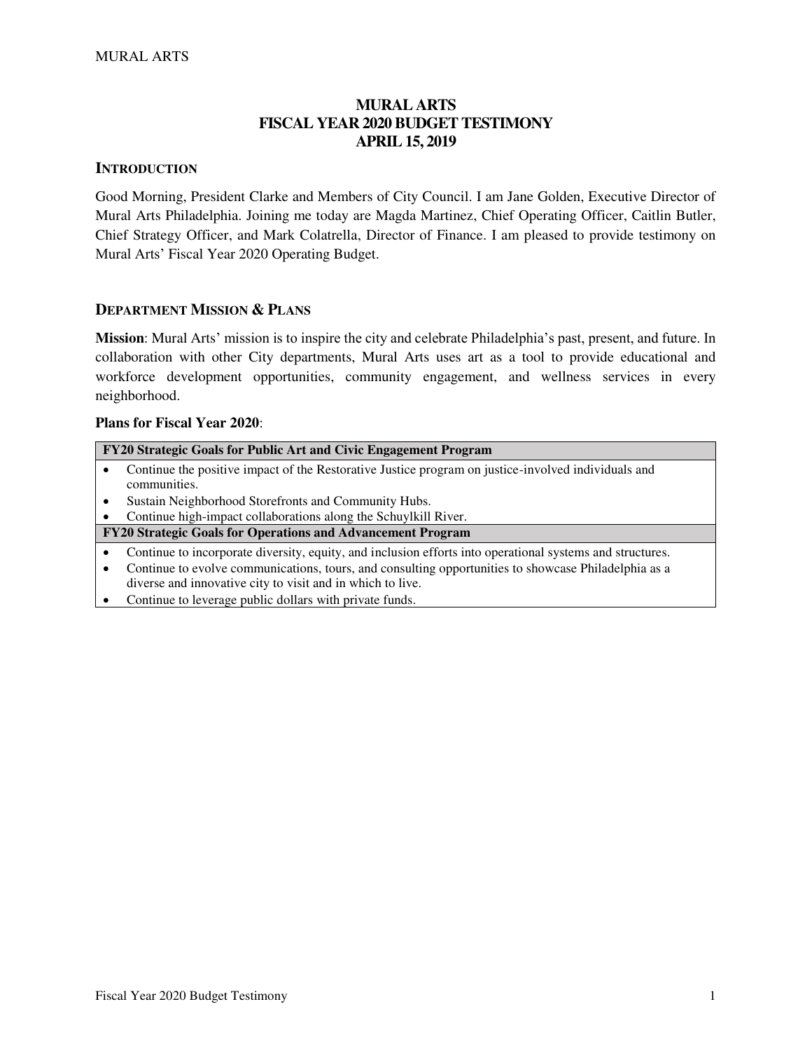# MURAL ARTS
# FISCAL YEAR 2020 BUDGET TESTIMONY
# APRIL 15, 2019

## INTRODUCTION

Good Morning, President Clarke and Members of City Council. I am Jane Golden, Executive Director of Mural Arts Philadelphia. Joining me today are Magda Martinez, Chief Operating Officer, Caitlin Butler, Chief Strategy Officer, and Mark Colatrella, Director of Finance. I am pleased to provide testimony on Mural Arts' Fiscal Year 2020 Operating Budget.

## DEPARTMENT MISSION & PLANS

**Mission**: Mural Arts' mission is to inspire the city and celebrate Philadelphia's past, present, and future. In collaboration with other City departments, Mural Arts uses art as a tool to provide educational and workforce development opportunities, community engagement, and wellness services in every neighborhood.

**Plans for Fiscal Year 2020**:

| **FY20 Strategic Goals for Public Art and Civic Engagement Program** |
|---|
| • Continue the positive impact of the Restorative Justice program on justice-involved individuals and communities.<br>• Sustain Neighborhood Storefronts and Community Hubs.<br>• Continue high-impact collaborations along the Schuylkill River. |
| **FY20 Strategic Goals for Operations and Advancement Program** |
| • Continue to incorporate diversity, equity, and inclusion efforts into operational systems and structures.<br>• Continue to evolve communications, tours, and consulting opportunities to showcase Philadelphia as a diverse and innovative city to visit and in which to live.<br>• Continue to leverage public dollars with private funds. |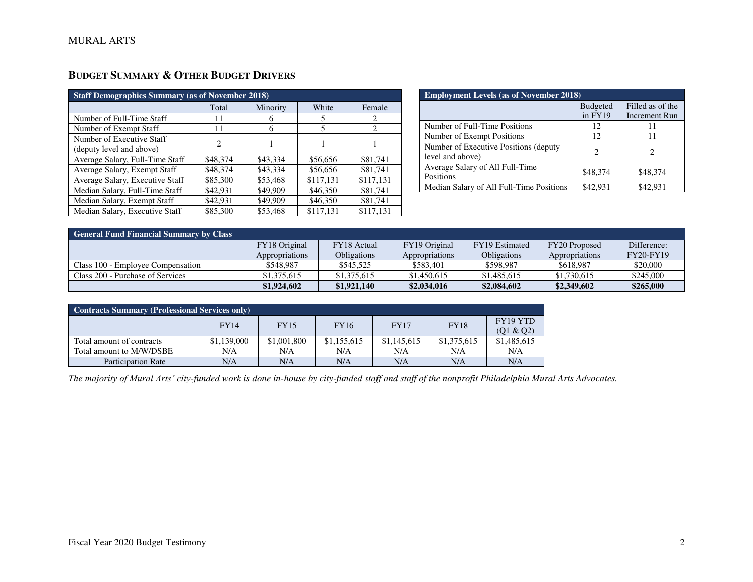## BUDGET SUMMARY & OTHER BUDGET DRIVERS

| Staff Demographics Summary (as of November 2018) | | | | |
|---|---|---|---|---|
| | Total | Minority | White | Female |
| Number of Full-Time Staff | 11 | 6 | 5 | 2 |
| Number of Exempt Staff | 11 | 6 | 5 | 2 |
| Number of Executive Staff (deputy level and above) | 2 | 1 | 1 | 1 |
| Average Salary, Full-Time Staff | $48,374 | $43,334 | $56,656 | $81,741 |
| Average Salary, Exempt Staff | $48,374 | $43,334 | $56,656 | $81,741 |
| Average Salary, Executive Staff | $85,300 | $53,468 | $117,131 | $117,131 |
| Median Salary, Full-Time Staff | $42,931 | $49,909 | $46,350 | $81,741 |
| Median Salary, Exempt Staff | $42,931 | $49,909 | $46,350 | $81,741 |
| Median Salary, Executive Staff | $85,300 | $53,468 | $117,131 | $117,131 |

| Employment Levels (as of November 2018) | | |
|---|---|---|
| | Budgeted in FY19 | Filled as of the Increment Run |
| Number of Full-Time Positions | 12 | 11 |
| Number of Exempt Positions | 12 | 11 |
| Number of Executive Positions (deputy level and above) | 2 | 2 |
| Average Salary of All Full-Time Positions | $48,374 | $48,374 |
| Median Salary of All Full-Time Positions | $42,931 | $42,931 |

| General Fund Financial Summary by Class | | | | | | |
|---|---|---|---|---|---|---|
| | FY18 Original Appropriations | FY18 Actual Obligations | FY19 Original Appropriations | FY19 Estimated Obligations | FY20 Proposed Appropriations | Difference: FY20-FY19 |
| Class 100 - Employee Compensation | $548,987 | $545,525 | $583,401 | $598,987 | $618,987 | $20,000 |
| Class 200 - Purchase of Services | $1,375,615 | $1,375,615 | $1,450,615 | $1,485,615 | $1,730,615 | $245,000 |
| | **$1,924,602** | **$1,921,140** | **$2,034,016** | **$2,084,602** | **$2,349,602** | **$265,000** |

| Contracts Summary (Professional Services only) | | | | | | |
|---|---|---|---|---|---|---|
| | FY14 | FY15 | FY16 | FY17 | FY18 | FY19 YTD (Q1 & Q2) |
| Total amount of contracts | $1,139,000 | $1,001,800 | $1,155,615 | $1,145,615 | $1,375,615 | $1,485,615 |
| Total amount to M/W/DSBE | N/A | N/A | N/A | N/A | N/A | N/A |
| Participation Rate | N/A | N/A | N/A | N/A | N/A | N/A |

*The majority of Mural Arts' city-funded work is done in-house by city-funded staff and staff of the nonprofit Philadelphia Mural Arts Advocates.*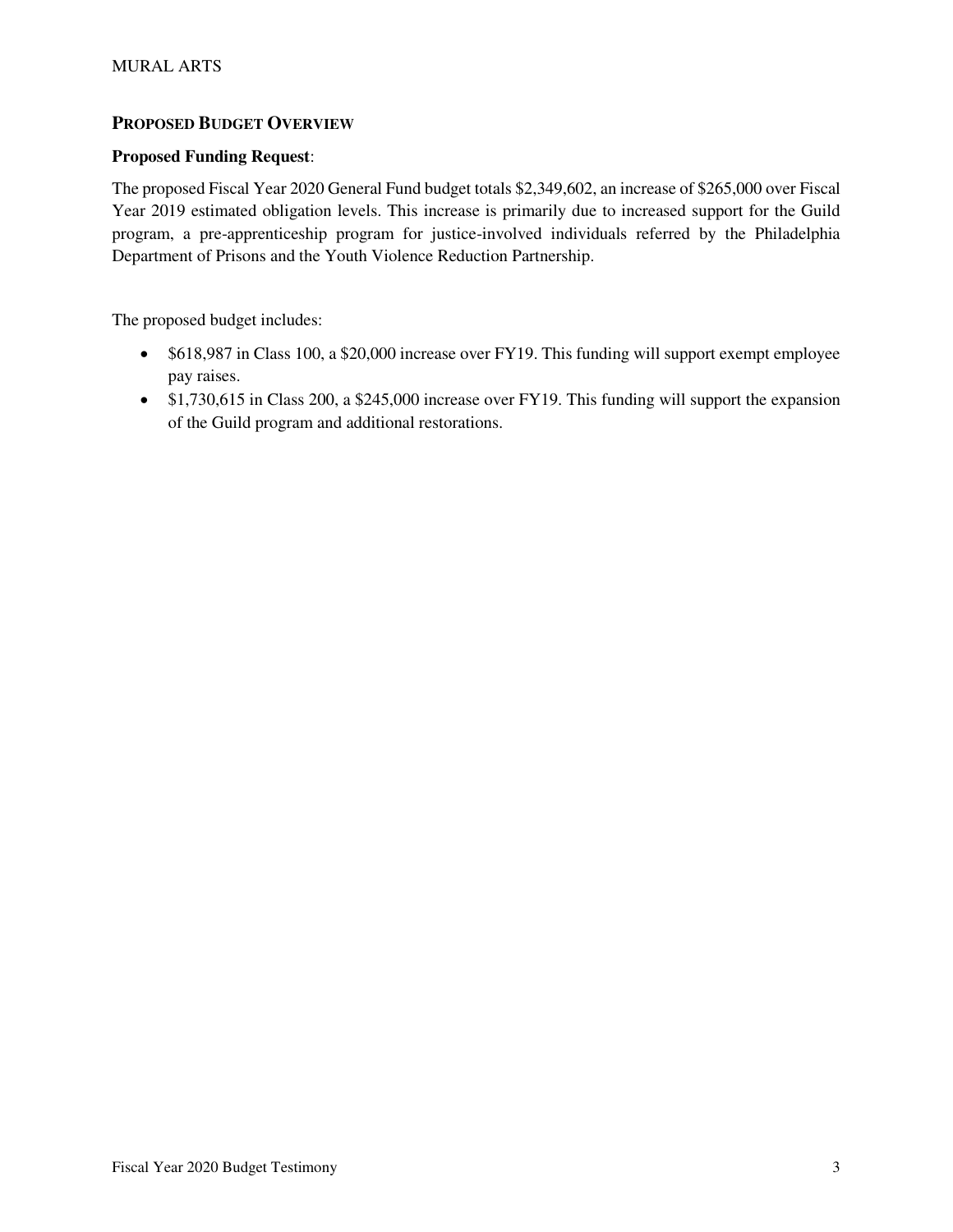## Proposed Budget Overview

**Proposed Funding Request**:

The proposed Fiscal Year 2020 General Fund budget totals $2,349,602, an increase of $265,000 over Fiscal Year 2019 estimated obligation levels. This increase is primarily due to increased support for the Guild program, a pre-apprenticeship program for justice-involved individuals referred by the Philadelphia Department of Prisons and the Youth Violence Reduction Partnership.

The proposed budget includes:

- $618,987 in Class 100, a $20,000 increase over FY19. This funding will support exempt employee pay raises.
- $1,730,615 in Class 200, a $245,000 increase over FY19. This funding will support the expansion of the Guild program and additional restorations.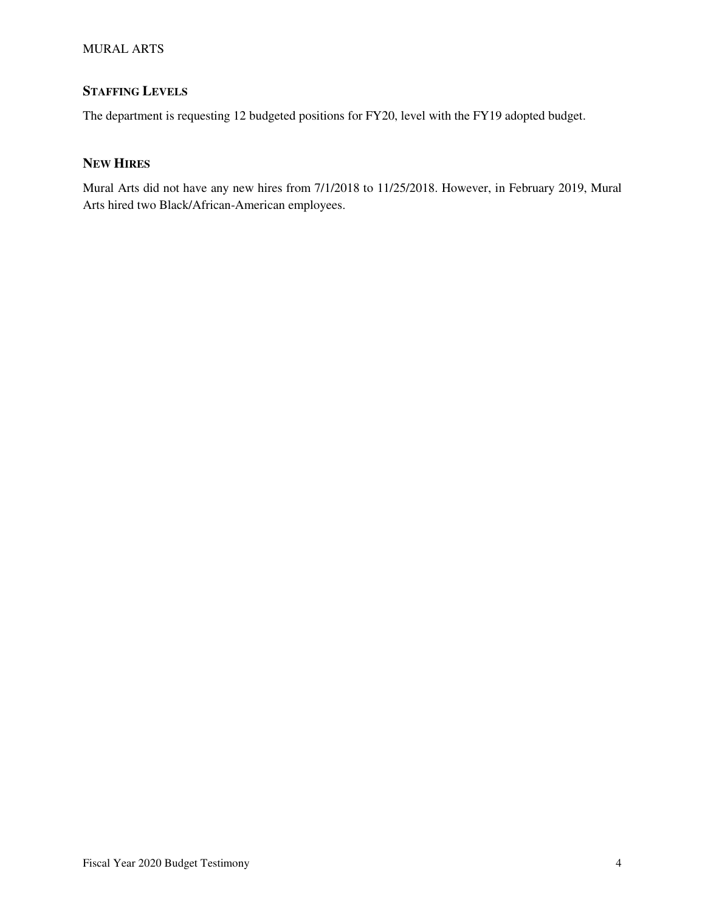## STAFFING LEVELS

The department is requesting 12 budgeted positions for FY20, level with the FY19 adopted budget.

## NEW HIRES

Mural Arts did not have any new hires from 7/1/2018 to 11/25/2018. However, in February 2019, Mural Arts hired two Black/African-American employees.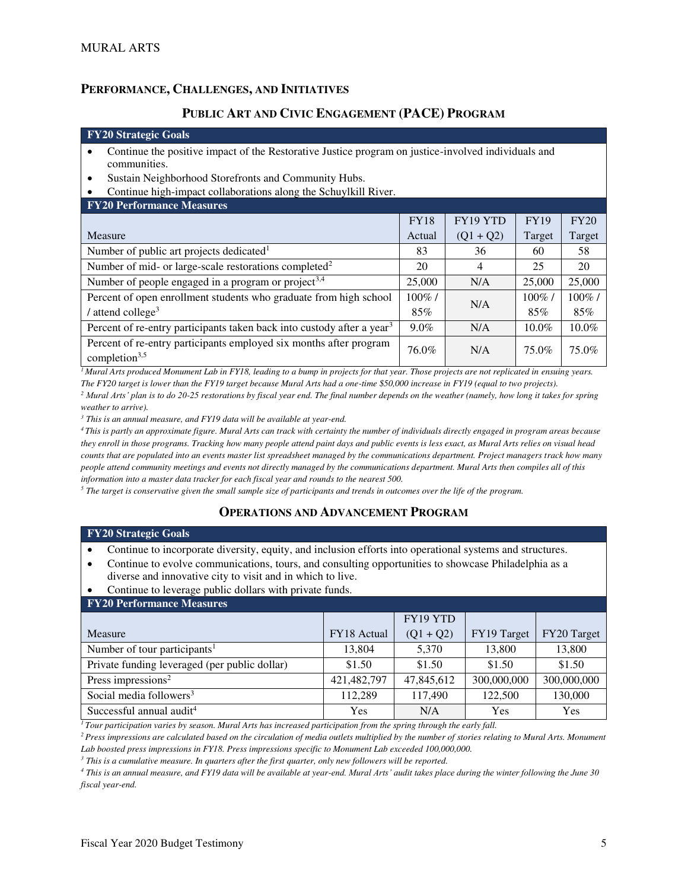## PERFORMANCE, CHALLENGES, AND INITIATIVES

### PUBLIC ART AND CIVIC ENGAGEMENT (PACE) PROGRAM

**FY20 Strategic Goals**

- Continue the positive impact of the Restorative Justice program on justice-involved individuals and communities.
- Sustain Neighborhood Storefronts and Community Hubs.
- Continue high-impact collaborations along the Schuylkill River.

**FY20 Performance Measures**

| Measure | FY18 Actual | FY19 YTD (Q1 + Q2) | FY19 Target | FY20 Target |
|---|---|---|---|---|
| Number of public art projects dedicated[1] | 83 | 36 | 60 | 58 |
| Number of mid- or large-scale restorations completed[2] | 20 | 4 | 25 | 20 |
| Number of people engaged in a program or project[3,4] | 25,000 | N/A | 25,000 | 25,000 |
| Percent of open enrollment students who graduate from high school / attend college[3] | 100% / 85% | N/A | 100% / 85% | 100% / 85% |
| Percent of re-entry participants taken back into custody after a year[3] | 9.0% | N/A | 10.0% | 10.0% |
| Percent of re-entry participants employed six months after program completion[3,5] | 76.0% | N/A | 75.0% | 75.0% |

*[1] Mural Arts produced Monument Lab in FY18, leading to a bump in projects for that year. Those projects are not replicated in ensuing years. The FY20 target is lower than the FY19 target because Mural Arts had a one-time $50,000 increase in FY19 (equal to two projects).*
*[2] Mural Arts' plan is to do 20-25 restorations by fiscal year end. The final number depends on the weather (namely, how long it takes for spring weather to arrive).*
*[3] This is an annual measure, and FY19 data will be available at year-end.*
*[4] This is partly an approximate figure. Mural Arts can track with certainty the number of individuals directly engaged in program areas because they enroll in those programs. Tracking how many people attend paint days and public events is less exact, as Mural Arts relies on visual head counts that are populated into an events master list spreadsheet managed by the communications department. Project managers track how many people attend community meetings and events not directly managed by the communications department. Mural Arts then compiles all of this information into a master data tracker for each fiscal year and rounds to the nearest 500.*
*[5] The target is conservative given the small sample size of participants and trends in outcomes over the life of the program.*

### OPERATIONS AND ADVANCEMENT PROGRAM

**FY20 Strategic Goals**

- Continue to incorporate diversity, equity, and inclusion efforts into operational systems and structures.
- Continue to evolve communications, tours, and consulting opportunities to showcase Philadelphia as a diverse and innovative city to visit and in which to live.
- Continue to leverage public dollars with private funds.

**FY20 Performance Measures**

| Measure | FY18 Actual | FY19 YTD (Q1 + Q2) | FY19 Target | FY20 Target |
|---|---|---|---|---|
| Number of tour participants[1] | 13,804 | 5,370 | 13,800 | 13,800 |
| Private funding leveraged (per public dollar) | $1.50 | $1.50 | $1.50 | $1.50 |
| Press impressions[2] | 421,482,797 | 47,845,612 | 300,000,000 | 300,000,000 |
| Social media followers[3] | 112,289 | 117,490 | 122,500 | 130,000 |
| Successful annual audit[4] | Yes | N/A | Yes | Yes |

*[1] Tour participation varies by season. Mural Arts has increased participation from the spring through the early fall.*
*[2] Press impressions are calculated based on the circulation of media outlets multiplied by the number of stories relating to Mural Arts. Monument Lab boosted press impressions in FY18. Press impressions specific to Monument Lab exceeded 100,000,000.*
*[3] This is a cumulative measure. In quarters after the first quarter, only new followers will be reported.*
*[4] This is an annual measure, and FY19 data will be available at year-end. Mural Arts' audit takes place during the winter following the June 30 fiscal year-end.*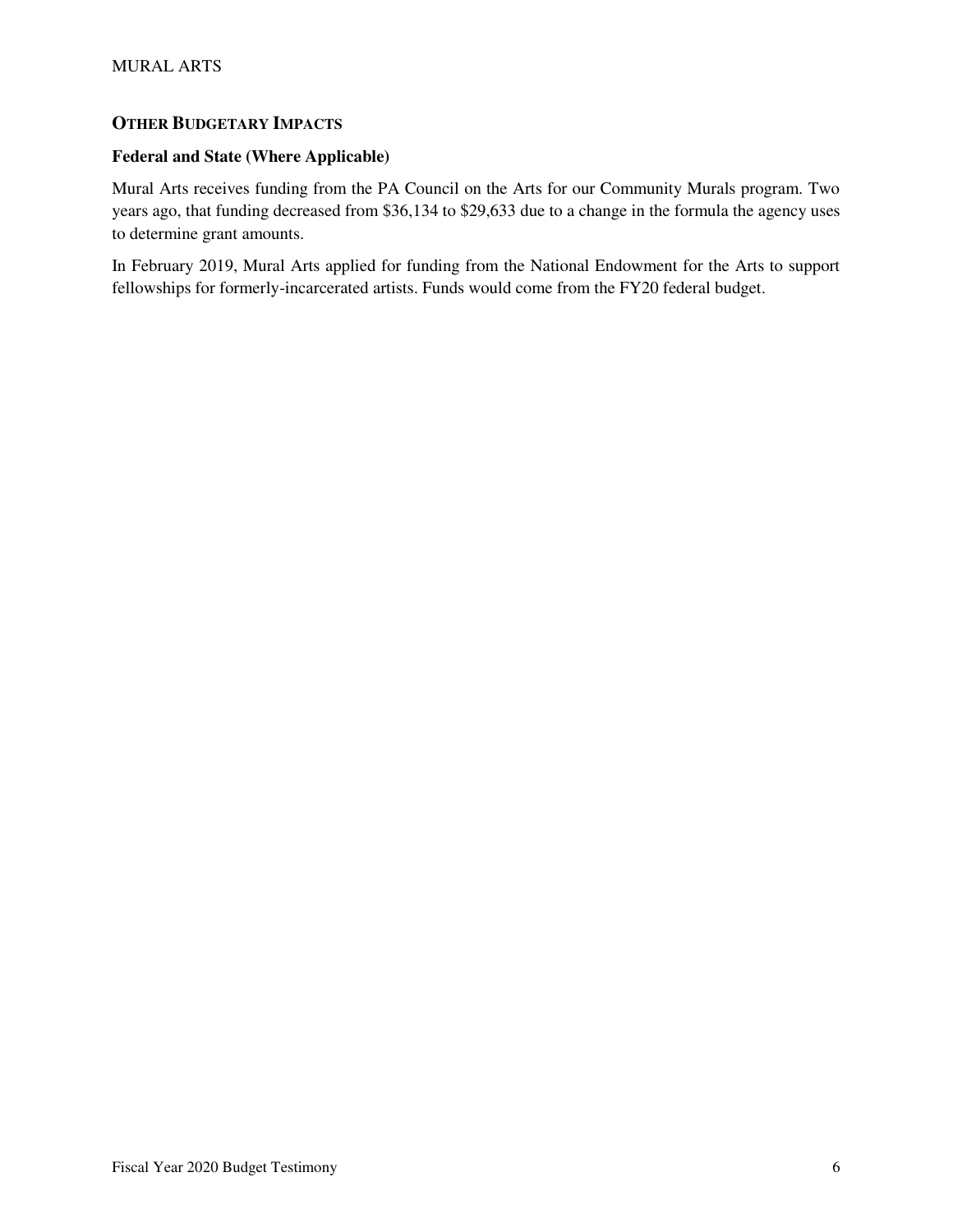## Other Budgetary Impacts

### Federal and State (Where Applicable)

Mural Arts receives funding from the PA Council on the Arts for our Community Murals program. Two years ago, that funding decreased from $36,134 to $29,633 due to a change in the formula the agency uses to determine grant amounts.

In February 2019, Mural Arts applied for funding from the National Endowment for the Arts to support fellowships for formerly-incarcerated artists. Funds would come from the FY20 federal budget.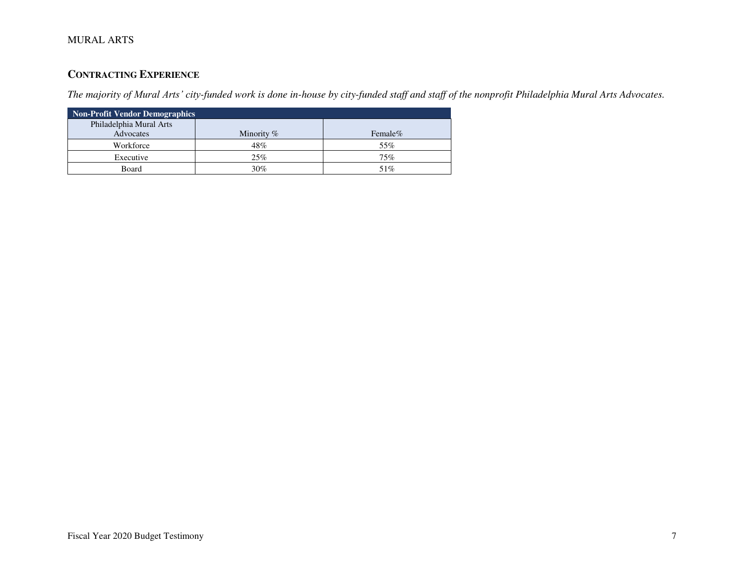## CONTRACTING EXPERIENCE

*The majority of Mural Arts' city-funded work is done in-house by city-funded staff and staff of the nonprofit Philadelphia Mural Arts Advocates.*

| Non-Profit Vendor Demographics | | |
|---|---|---|
| Philadelphia Mural Arts Advocates | Minority % | Female% |
| Workforce | 48% | 55% |
| Executive | 25% | 75% |
| Board | 30% | 51% |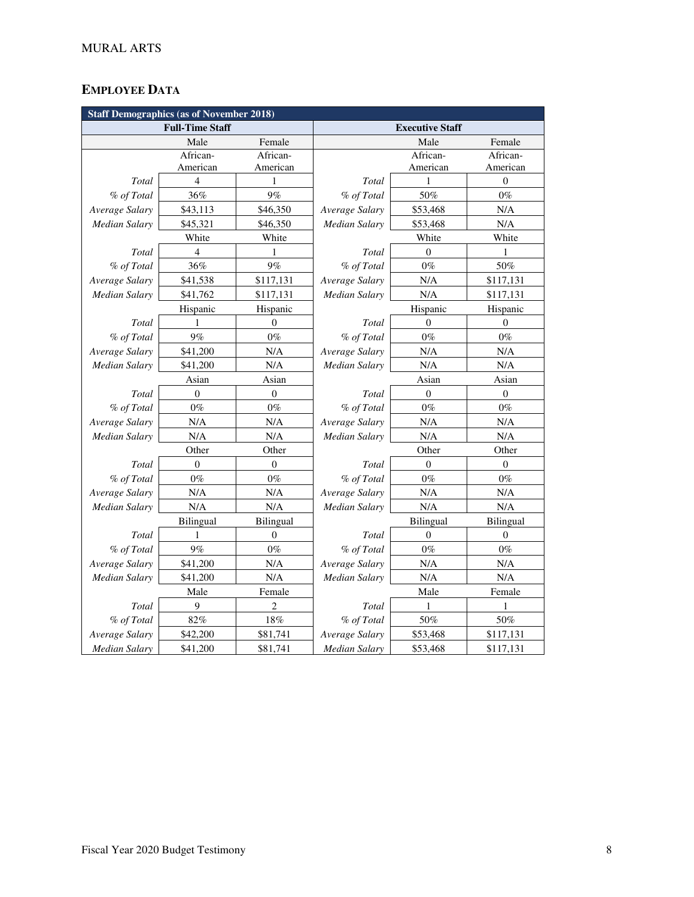## EMPLOYEE DATA

| Staff Demographics (as of November 2018) | | | | | |
|---|---|---|---|---|---|
| Full-Time Staff | | | Executive Staff | | |
| | Male | Female | | Male | Female |
| | African-American | African-American | | African-American | African-American |
| *Total* | 4 | 1 | *Total* | 1 | 0 |
| *% of Total* | 36% | 9% | *% of Total* | 50% | 0% |
| *Average Salary* | $43,113 | $46,350 | *Average Salary* | $53,468 | N/A |
| *Median Salary* | $45,321 | $46,350 | *Median Salary* | $53,468 | N/A |
| | White | White | | White | White |
| *Total* | 4 | 1 | *Total* | 0 | 1 |
| *% of Total* | 36% | 9% | *% of Total* | 0% | 50% |
| *Average Salary* | $41,538 | $117,131 | *Average Salary* | N/A | $117,131 |
| *Median Salary* | $41,762 | $117,131 | *Median Salary* | N/A | $117,131 |
| | Hispanic | Hispanic | | Hispanic | Hispanic |
| *Total* | 1 | 0 | *Total* | 0 | 0 |
| *% of Total* | 9% | 0% | *% of Total* | 0% | 0% |
| *Average Salary* | $41,200 | N/A | *Average Salary* | N/A | N/A |
| *Median Salary* | $41,200 | N/A | *Median Salary* | N/A | N/A |
| | Asian | Asian | | Asian | Asian |
| *Total* | 0 | 0 | *Total* | 0 | 0 |
| *% of Total* | 0% | 0% | *% of Total* | 0% | 0% |
| *Average Salary* | N/A | N/A | *Average Salary* | N/A | N/A |
| *Median Salary* | N/A | N/A | *Median Salary* | N/A | N/A |
| | Other | Other | | Other | Other |
| *Total* | 0 | 0 | *Total* | 0 | 0 |
| *% of Total* | 0% | 0% | *% of Total* | 0% | 0% |
| *Average Salary* | N/A | N/A | *Average Salary* | N/A | N/A |
| *Median Salary* | N/A | N/A | *Median Salary* | N/A | N/A |
| | Bilingual | Bilingual | | Bilingual | Bilingual |
| *Total* | 1 | 0 | *Total* | 0 | 0 |
| *% of Total* | 9% | 0% | *% of Total* | 0% | 0% |
| *Average Salary* | $41,200 | N/A | *Average Salary* | N/A | N/A |
| *Median Salary* | $41,200 | N/A | *Median Salary* | N/A | N/A |
| | Male | Female | | Male | Female |
| *Total* | 9 | 2 | *Total* | 1 | 1 |
| *% of Total* | 82% | 18% | *% of Total* | 50% | 50% |
| *Average Salary* | $42,200 | $81,741 | *Average Salary* | $53,468 | $117,131 |
| *Median Salary* | $41,200 | $81,741 | *Median Salary* | $53,468 | $117,131 |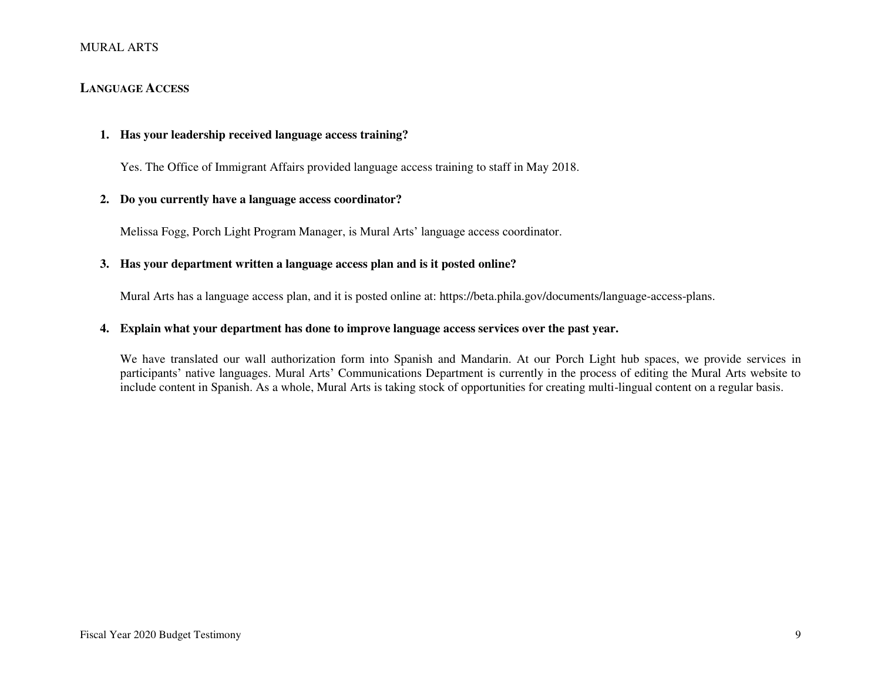## Language Access

1. **Has your leadership received language access training?**

   Yes. The Office of Immigrant Affairs provided language access training to staff in May 2018.

2. **Do you currently have a language access coordinator?**

   Melissa Fogg, Porch Light Program Manager, is Mural Arts' language access coordinator.

3. **Has your department written a language access plan and is it posted online?**

   Mural Arts has a language access plan, and it is posted online at: https://beta.phila.gov/documents/language-access-plans.

4. **Explain what your department has done to improve language access services over the past year.**

   We have translated our wall authorization form into Spanish and Mandarin. At our Porch Light hub spaces, we provide services in participants' native languages. Mural Arts' Communications Department is currently in the process of editing the Mural Arts website to include content in Spanish. As a whole, Mural Arts is taking stock of opportunities for creating multi-lingual content on a regular basis.